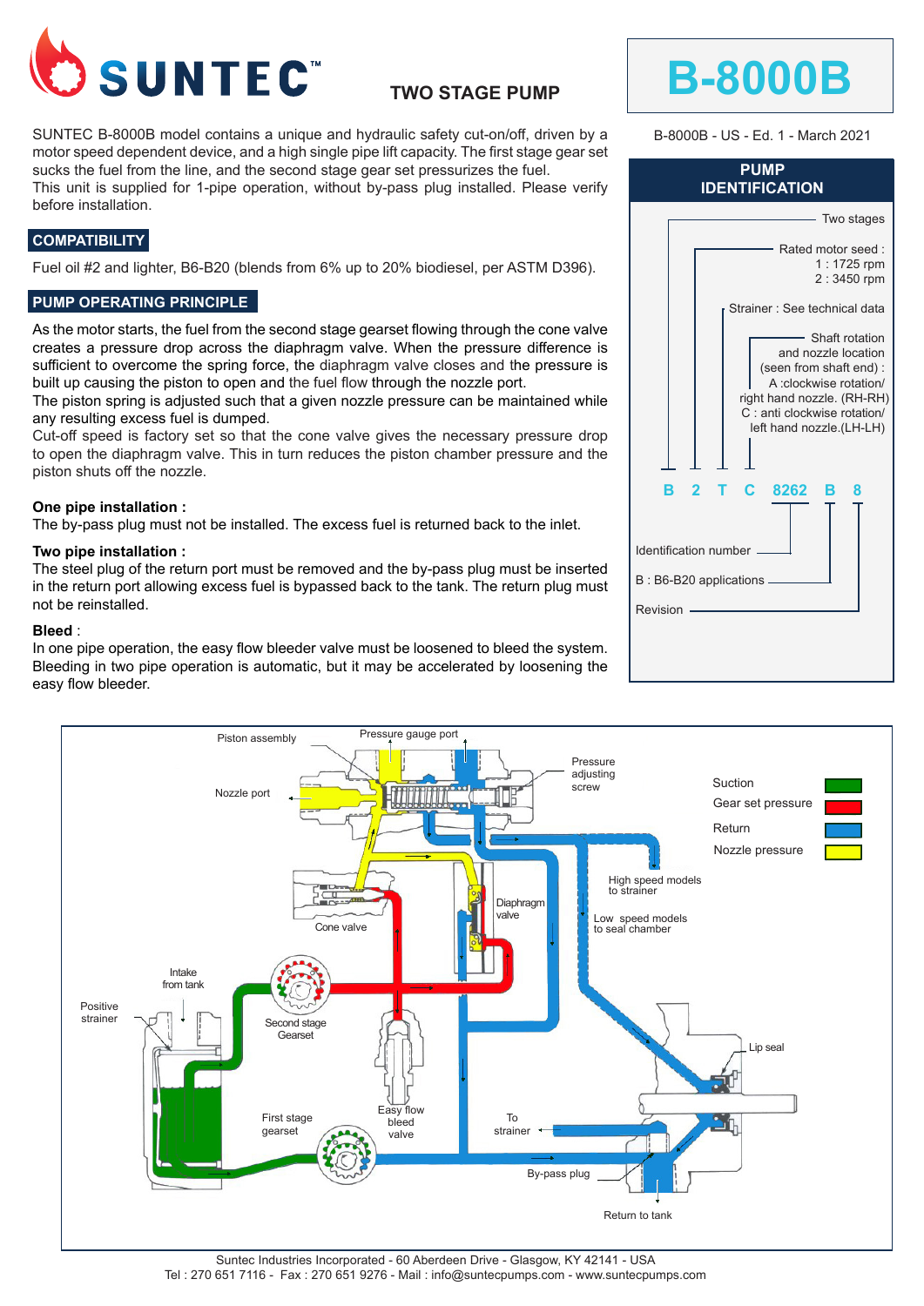# SUNTEC

## TWO STAGE PUMP

# B-8000B

B-8000B - US - Ed. 1 - March 2021

SUNTEC B-8000B model contains a unique and hydraulic safety cut-on/off, driven by a motor speed dependent device, and a high single pipe lift capacity. The first stage gear set sucks the fuel from the line, and the second stage gear set pressurizes the fuel.
This unit is supplied for 1-pipe operation, without by-pass plug installed. Please verify before installation.

## COMPATIBILITY

Fuel oil #2 and lighter, B6-B20 (blends from 6% up to 20% biodiesel, per ASTM D396).

## PUMP OPERATING PRINCIPLE

As the motor starts, the fuel from the second stage gearset flowing through the cone valve creates a pressure drop across the diaphragm valve. When the pressure difference is sufficient to overcome the spring force, the diaphragm valve closes and the pressure is built up causing the piston to open and the fuel flow through the nozzle port.
The piston spring is adjusted such that a given nozzle pressure can be maintained while any resulting excess fuel is dumped.
Cut-off speed is factory set so that the cone valve gives the necessary pressure drop to open the diaphragm valve. This in turn reduces the piston chamber pressure and the piston shuts off the nozzle.

**One pipe installation :**
The by-pass plug must not be installed. The excess fuel is returned back to the inlet.

**Two pipe installation :**
The steel plug of the return port must be removed and the by-pass plug must be inserted in the return port allowing excess fuel is bypassed back to the tank. The return plug must not be reinstalled.

**Bleed** :
In one pipe operation, the easy flow bleeder valve must be loosened to bleed the system. Bleeding in two pipe operation is automatic, but it may be accelerated by loosening the easy flow bleeder.

## PUMP IDENTIFICATION

**B 2 T C 8262 B 8**

- B : Two stages
- 2 : Rated motor seed : 1 : 1725 rpm; 2 : 3450 rpm
- T : Strainer : See technical data
- C : Shaft rotation and nozzle location (seen from shaft end) : A : clockwise rotation/ right hand nozzle. (RH-RH); C : anti clockwise rotation/ left hand nozzle.(LH-LH)
- 8262 : Identification number
- B : B6-B20 applications
- 8 : Revision

Piston assembly · Pressure gauge port · Nozzle port · Pressure adjusting screw · Cone valve · Diaphragm valve · High speed models to strainer · Low speed models to seal chamber · Intake from tank · Positive strainer · Second stage Gearset · First stage gearset · Easy flow bleed valve · To strainer · By-pass plug · Return to tank · Lip seal

Suction (green) · Gear set pressure (red) · Return (blue) · Nozzle pressure (yellow)

Suntec Industries Incorporated - 60 Aberdeen Drive - Glasgow, KY 42141 - USA
Tel : 270 651 7116 - Fax : 270 651 9276 - Mail : info@suntecpumps.com - www.suntecpumps.com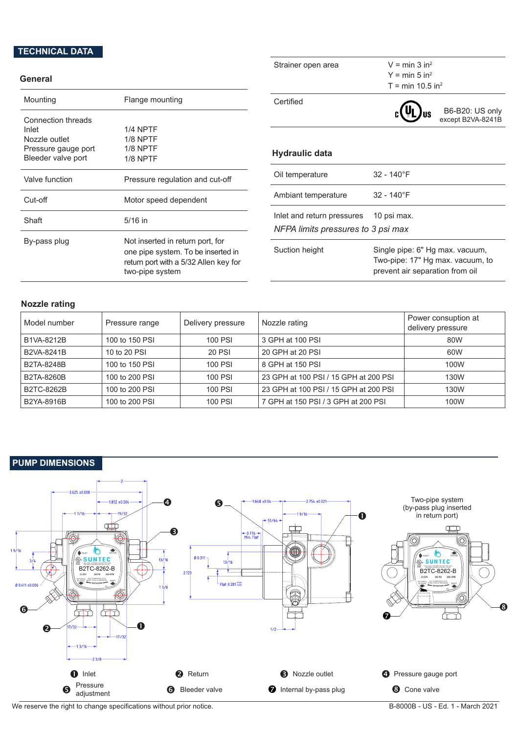## TECHNICAL DATA

### General

| | |
|---|---|
| Mounting | Flange mounting |
| Connection threads<br>Inlet<br>Nozzle outlet<br>Pressure gauge port<br>Bleeder valve port | <br>1/4 NPTF<br>1/8 NPTF<br>1/8 NPTF<br>1/8 NPTF |
| Valve function | Pressure regulation and cut-off |
| Cut-off | Motor speed dependent |
| Shaft | 5/16 in |
| By-pass plug | Not inserted in return port, for one pipe system. To be inserted in return port with a 5/32 Allen key for two-pipe system |

| | |
|---|---|
| Strainer open area | V = min 3 in$^2$<br>Y = min 5 in$^2$<br>T = min 10.5 in$^2$ |
| Certified | cULus B6-B20: US only except B2VA-8241B |

### Hydraulic data

| | |
|---|---|
| Oil temperature | 32 - 140°F |
| Ambiant temperature | 32 - 140°F |
| Inlet and return pressures<br>*NFPA limits pressures to 3 psi max* | 10 psi max. |
| Suction height | Single pipe: 6" Hg max. vacuum, Two-pipe: 17" Hg max. vacuum, to prevent air separation from oil |

### Nozzle rating

| Model number | Pressure range | Delivery pressure | Nozzle rating | Power consuption at delivery pressure |
|---|---|---|---|---|
| B1VA-8212B | 100 to 150 PSI | 100 PSI | 3 GPH at 100 PSI | 80W |
| B2VA-8241B | 10 to 20 PSI | 20 PSI | 20 GPH at 20 PSI | 60W |
| B2TA-8248B | 100 to 150 PSI | 100 PSI | 8 GPH at 150 PSI | 100W |
| B2TA-8260B | 100 to 200 PSI | 100 PSI | 23 GPH at 100 PSI / 15 GPH at 200 PSI | 130W |
| B2TC-8262B | 100 to 200 PSI | 100 PSI | 23 GPH at 100 PSI / 15 GPH at 200 PSI | 130W |
| B2YA-8916B | 100 to 200 PSI | 100 PSI | 7 GPH at 150 PSI / 3 GPH at 200 PSI | 100W |

## PUMP DIMENSIONS

Two-pipe system (by-pass plug inserted in return port)

1. Inlet
2. Return
3. Nozzle outlet
4. Pressure gauge port
5. Pressure adjustment
6. Bleeder valve
7. Internal by-pass plug
8. Cone valve

We reserve the right to change specifications without prior notice.

B-8000B - US - Ed. 1 - March 2021